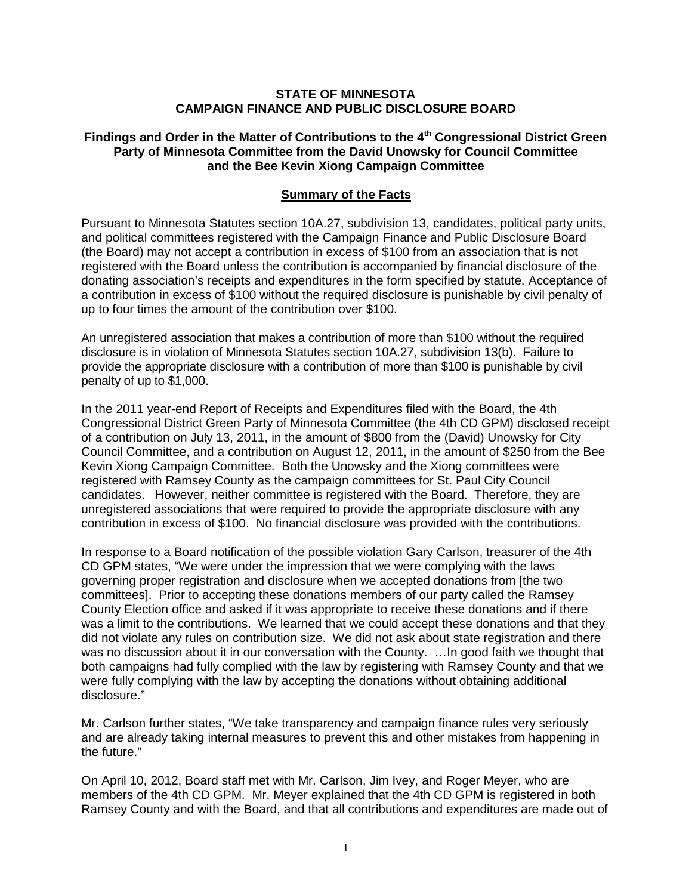**STATE OF MINNESOTA**
**CAMPAIGN FINANCE AND PUBLIC DISCLOSURE BOARD**

**Findings and Order in the Matter of Contributions to the 4th Congressional District Green Party of Minnesota Committee from the David Unowsky for Council Committee and the Bee Kevin Xiong Campaign Committee**

**Summary of the Facts**

Pursuant to Minnesota Statutes section 10A.27, subdivision 13, candidates, political party units, and political committees registered with the Campaign Finance and Public Disclosure Board (the Board) may not accept a contribution in excess of $100 from an association that is not registered with the Board unless the contribution is accompanied by financial disclosure of the donating association's receipts and expenditures in the form specified by statute. Acceptance of a contribution in excess of $100 without the required disclosure is punishable by civil penalty of up to four times the amount of the contribution over $100.

An unregistered association that makes a contribution of more than $100 without the required disclosure is in violation of Minnesota Statutes section 10A.27, subdivision 13(b). Failure to provide the appropriate disclosure with a contribution of more than $100 is punishable by civil penalty of up to $1,000.

In the 2011 year-end Report of Receipts and Expenditures filed with the Board, the 4th Congressional District Green Party of Minnesota Committee (the 4th GPM) disclosed receipt of a contribution on July 13, 2011, in the amount of $800 from the (David) Unowsky for City Council Committee, and a contribution on August 12, 2011, in the amount of $250 from the Bee Kevin Xiong Campaign Committee. Both the Unowsky and the Xiong committees were registered with Ramsey County as the campaign committees for St. Paul City Council candidates. However, neither committee is registered with the Board. Therefore, they are unregistered associations that were required to provide the appropriate disclosure with any contribution in excess of $100. No financial disclosure was provided with the contributions.

In response to a Board notification of the possible violation Gary Carlson, treasurer of the 4th CD GPM states, "We were under the impression that we were complying with the laws governing proper registration and disclosure when we accepted donations from [the two committees]. Prior to accepting these donations members of our party called the Ramsey County Election office and asked if it was appropriate to receive these donations and if there was a limit to the contributions. We learned that we could accept these donations and that they did not violate any rules on contribution size. We did not ask about state registration and there was no discussion about it in our conversation with the County. …In good faith we thought that both campaigns had fully complied with the law by registering with Ramsey County and that we were fully complying with the law by accepting the donations without obtaining additional disclosure."

Mr. Carlson further states, "We take transparency and campaign finance rules very seriously and are already taking internal measures to prevent this and other mistakes from happening in the future."

On April 10, 2012, Board staff met with Mr. Carlson, Jim Ivey, and Roger Meyer, who are members of the 4th CD GPM. Mr. Meyer explained that the 4th CD GPM is registered in both Ramsey County and with the Board, and that all contributions and expenditures are made out of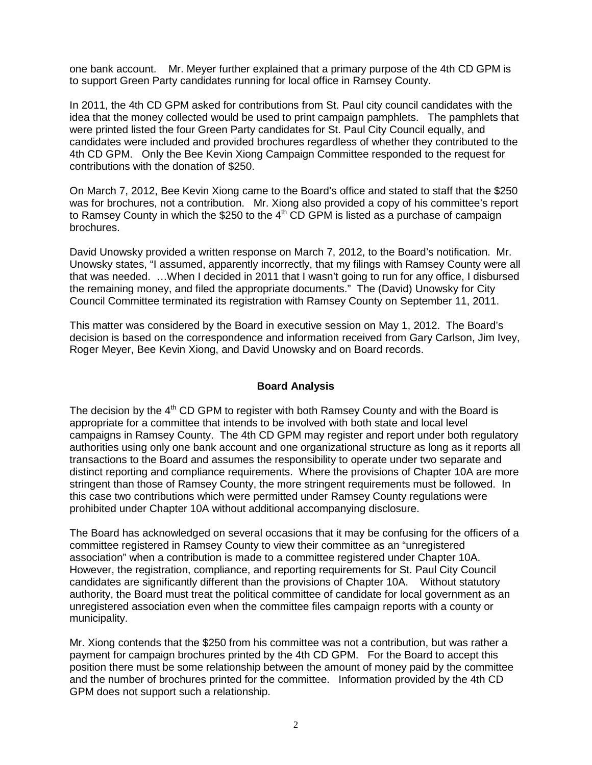one bank account. Mr. Meyer further explained that a primary purpose of the 4th CD GPM is to support Green Party candidates running for local office in Ramsey County.

In 2011, the 4th CD GPM asked for contributions from St. Paul city council candidates with the idea that the money collected would be used to print campaign pamphlets. The pamphlets that were printed listed the four Green Party candidates for St. Paul City Council equally, and candidates were included and provided brochures regardless of whether they contributed to the 4th CD GPM. Only the Bee Kevin Xiong Campaign Committee responded to the request for contributions with the donation of $250.

On March 7, 2012, Bee Kevin Xiong came to the Board's office and stated to staff that the $250 was for brochures, not a contribution. Mr. Xiong also provided a copy of his committee's report to Ramsey County in which the $250 to the 4th CD GPM is listed as a purchase of campaign brochures.

David Unowsky provided a written response on March 7, 2012, to the Board's notification. Mr. Unowsky states, "I assumed, apparently incorrectly, that my filings with Ramsey County were all that was needed. …When I decided in 2011 that I wasn't going to run for any office, I disbursed the remaining money, and filed the appropriate documents." The (David) Unowsky for City Council Committee terminated its registration with Ramsey County on September 11, 2011.

This matter was considered by the Board in executive session on May 1, 2012. The Board's decision is based on the correspondence and information received from Gary Carlson, Jim Ivey, Roger Meyer, Bee Kevin Xiong, and David Unowsky and on Board records.

## Board Analysis

The decision by the 4th CD GPM to register with both Ramsey County and with the Board is appropriate for a committee that intends to be involved with both state and local level campaigns in Ramsey County. The 4th CD GPM may register and report under both regulatory authorities using only one bank account and one organizational structure as long as it reports all transactions to the Board and assumes the responsibility to operate under two separate and distinct reporting and compliance requirements. Where the provisions of Chapter 10A are more stringent than those of Ramsey County, the more stringent requirements must be followed. In this case two contributions which were permitted under Ramsey County regulations were prohibited under Chapter 10A without additional accompanying disclosure.

The Board has acknowledged on several occasions that it may be confusing for the officers of a committee registered in Ramsey County to view their committee as an "unregistered association" when a contribution is made to a committee registered under Chapter 10A. However, the registration, compliance, and reporting requirements for St. Paul City Council candidates are significantly different than the provisions of Chapter 10A. Without statutory authority, the Board must treat the political committee of candidate for local government as an unregistered association even when the committee files campaign reports with a county or municipality.

Mr. Xiong contends that the $250 from his committee was not a contribution, but was rather a payment for campaign brochures printed by the 4th CD GPM. For the Board to accept this position there must be some relationship between the amount of money paid by the committee and the number of brochures printed for the committee. Information provided by the 4th CD GPM does not support such a relationship.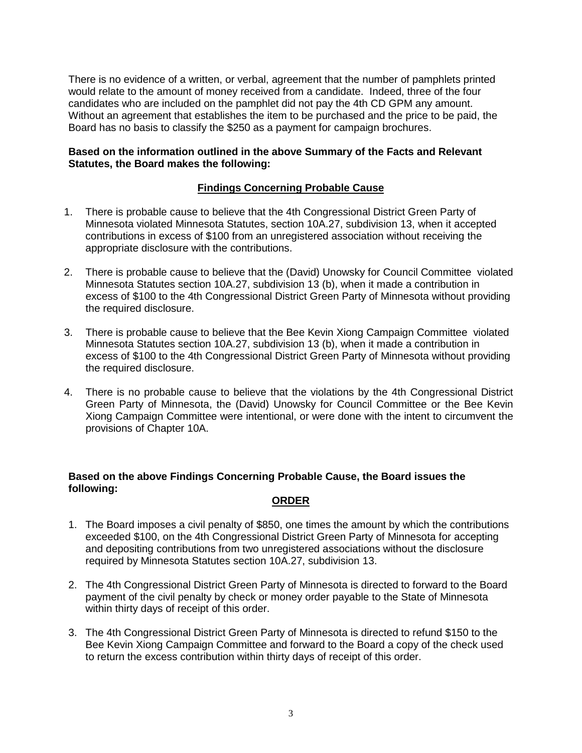There is no evidence of a written, or verbal, agreement that the number of pamphlets printed would relate to the amount of money received from a candidate. Indeed, three of the four candidates who are included on the pamphlet did not pay the 4th CD GPM any amount. Without an agreement that establishes the item to be purchased and the price to be paid, the Board has no basis to classify the $250 as a payment for campaign brochures.

**Based on the information outlined in the above Summary of the Facts and Relevant Statutes, the Board makes the following:**

## Findings Concerning Probable Cause

1. There is probable cause to believe that the 4th Congressional District Green Party of Minnesota violated Minnesota Statutes, section 10A.27, subdivision 13, when it accepted contributions in excess of $100 from an unregistered association without receiving the appropriate disclosure with the contributions.

2. There is probable cause to believe that the (David) Unowsky for Council Committee violated Minnesota Statutes section 10A.27, subdivision 13 (b), when it made a contribution in excess of $100 to the 4th Congressional District Green Party of Minnesota without providing the required disclosure.

3. There is probable cause to believe that the Bee Kevin Xiong Campaign Committee violated Minnesota Statutes section 10A.27, subdivision 13 (b), when it made a contribution in excess of $100 to the 4th Congressional District Green Party of Minnesota without providing the required disclosure.

4. There is no probable cause to believe that the violations by the 4th Congressional District Green Party of Minnesota, the (David) Unowsky for Council Committee or the Bee Kevin Xiong Campaign Committee were intentional, or were done with the intent to circumvent the provisions of Chapter 10A.

**Based on the above Findings Concerning Probable Cause, the Board issues the following:**

## ORDER

1. The Board imposes a civil penalty of $850, one times the amount by which the contributions exceeded $100, on the 4th Congressional District Green Party of Minnesota for accepting and depositing contributions from two unregistered associations without the disclosure required by Minnesota Statutes section 10A.27, subdivision 13.

2. The 4th Congressional District Green Party of Minnesota is directed to forward to the Board payment of the civil penalty by check or money order payable to the State of Minnesota within thirty days of receipt of this order.

3. The 4th Congressional District Green Party of Minnesota is directed to refund $150 to the Bee Kevin Xiong Campaign Committee and forward to the Board a copy of the check used to return the excess contribution within thirty days of receipt of this order.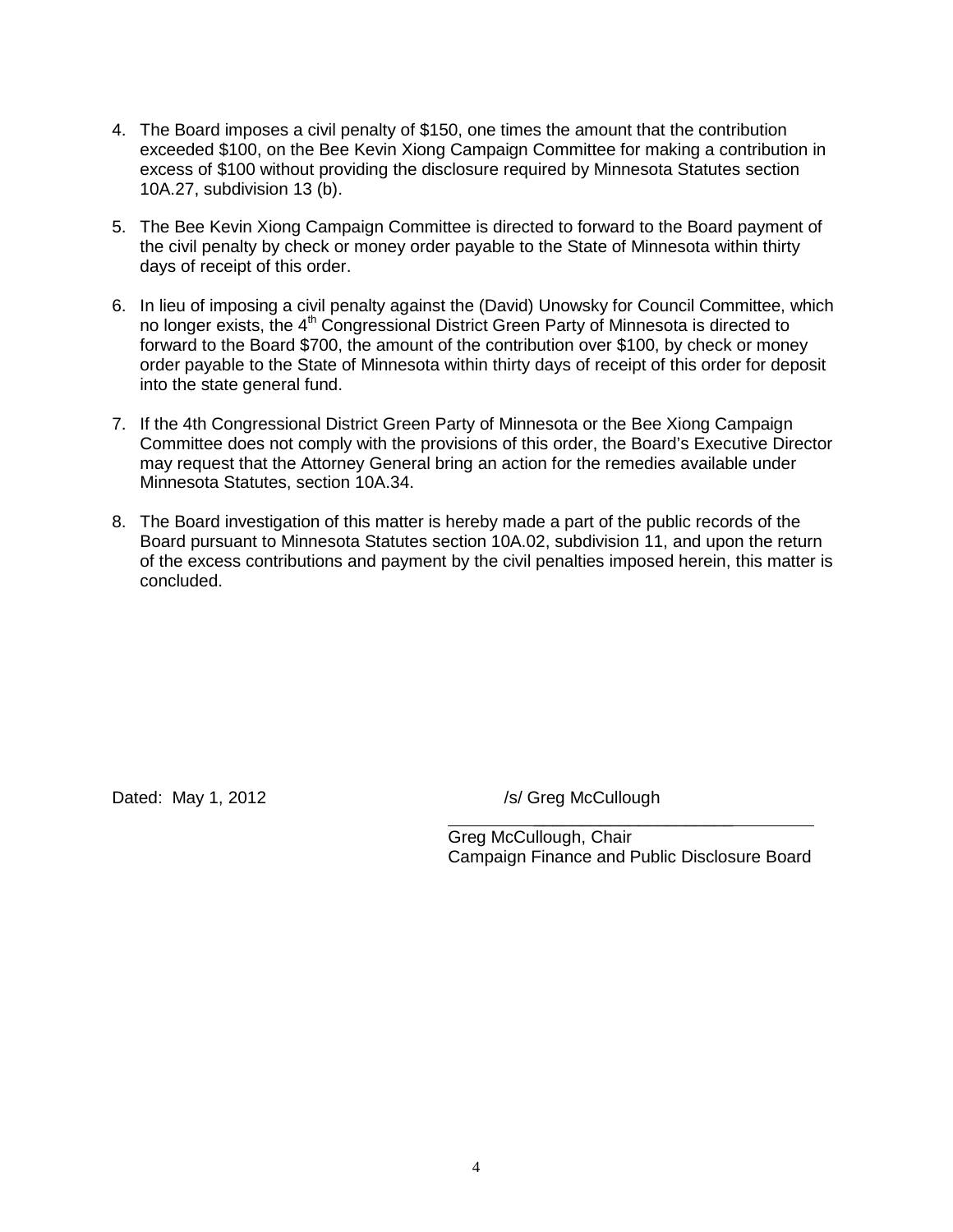4. The Board imposes a civil penalty of $150, one times the amount that the contribution exceeded $100, on the Bee Kevin Xiong Campaign Committee for making a contribution in excess of $100 without providing the disclosure required by Minnesota Statutes section 10A.27, subdivision 13 (b).

5. The Bee Kevin Xiong Campaign Committee is directed to forward to the Board payment of the civil penalty by check or money order payable to the State of Minnesota within thirty days of receipt of this order.

6. In lieu of imposing a civil penalty against the (David) Unowsky for Council Committee, which no longer exists, the 4th Congressional District Green Party of Minnesota is directed to forward to the Board $700, the amount of the contribution over $100, by check or money order payable to the State of Minnesota within thirty days of receipt of this order for deposit into the state general fund.

7. If the 4th Congressional District Green Party of Minnesota or the Bee Xiong Campaign Committee does not comply with the provisions of this order, the Board's Executive Director may request that the Attorney General bring an action for the remedies available under Minnesota Statutes, section 10A.34.

8. The Board investigation of this matter is hereby made a part of the public records of the Board pursuant to Minnesota Statutes section 10A.02, subdivision 11, and upon the return of the excess contributions and payment by the civil penalties imposed herein, this matter is concluded.

Dated: May 1, 2012

/s/ Greg McCullough

Greg McCullough, Chair
Campaign Finance and Public Disclosure Board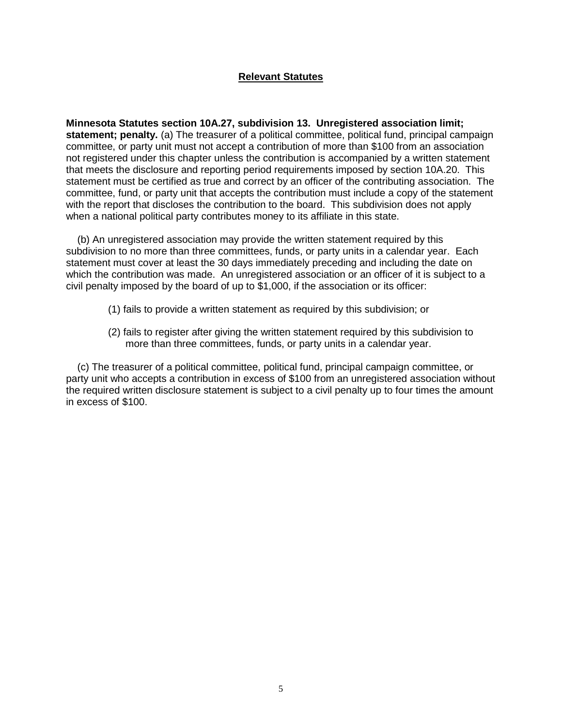## Relevant Statutes

**Minnesota Statutes section 10A.27, subdivision 13. Unregistered association limit; statement; penalty.** (a) The treasurer of a political committee, political fund, principal campaign committee, or party unit must not accept a contribution of more than $100 from an association not registered under this chapter unless the contribution is accompanied by a written statement that meets the disclosure and reporting period requirements imposed by section 10A.20. This statement must be certified as true and correct by an officer of the contributing association. The committee, fund, or party unit that accepts the contribution must include a copy of the statement with the report that discloses the contribution to the board. This subdivision does not apply when a national political party contributes money to its affiliate in this state.

(b) An unregistered association may provide the written statement required by this subdivision to no more than three committees, funds, or party units in a calendar year. Each statement must cover at least the 30 days immediately preceding and including the date on which the contribution was made. An unregistered association or an officer of it is subject to a civil penalty imposed by the board of up to $1,000, if the association or its officer:

(1) fails to provide a written statement as required by this subdivision; or

(2) fails to register after giving the written statement required by this subdivision to more than three committees, funds, or party units in a calendar year.

(c) The treasurer of a political committee, political fund, principal campaign committee, or party unit who accepts a contribution in excess of $100 from an unregistered association without the required written disclosure statement is subject to a civil penalty up to four times the amount in excess of $100.